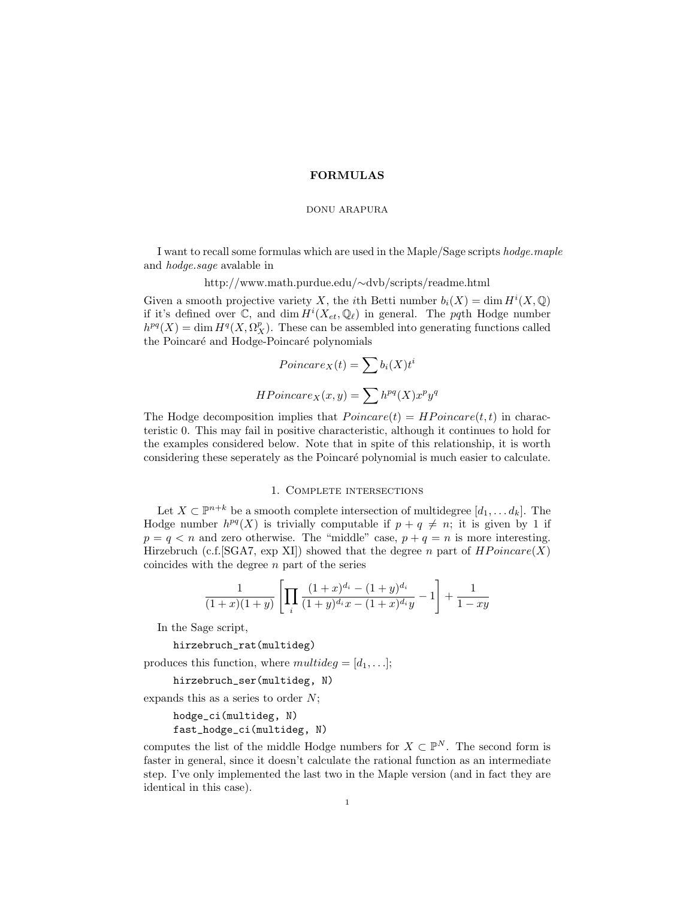# FORMULAS

DONU ARAPURA

I want to recall some formulas which are used in the Maple/Sage scripts *hodge.maple* and *hodge.sage* avalable in

http://www.math.purdue.edu/∼dvb/scripts/readme.html

Given a smooth projective variety $X$, the $i$th Betti number $b_i(X) = \dim H^i(X, \mathbb{Q})$ if it's defined over $\mathbb{C}$, and $\dim H^i(X_{et}, \mathbb{Q}_\ell)$ in general. The $pq$th Hodge number $h^{pq}(X) = \dim H^q(X, \Omega^p_X)$. These can be assembled into generating functions called the Poincaré and Hodge-Poincaré polynomials

$$Poincare_X(t) = \sum b_i(X) t^i$$

$$HPoincare_X(x, y) = \sum h^{pq}(X) x^p y^q$$

The Hodge decomposition implies that $Poincare(t) = HPoincare(t, t)$ in characteristic 0. This may fail in positive characteristic, although it continues to hold for the examples considered below. Note that in spite of this relationship, it is worth considering these seperately as the Poincaré polynomial is much easier to calculate.

## 1. Complete intersections

Let $X \subset \mathbb{P}^{n+k}$ be a smooth complete intersection of multidegree $[d_1, \ldots d_k]$. The Hodge number $h^{pq}(X)$ is trivially computable if $p + q \neq n$; it is given by 1 if $p = q < n$ and zero otherwise. The "middle" case, $p + q = n$ is more interesting. Hirzebruch (c.f.[SGA7, exp XI]) showed that the degree $n$ part of $HPoincare(X)$ coincides with the degree $n$ part of the series

$$\frac{1}{(1+x)(1+y)} \left[ \prod_i \frac{(1+x)^{d_i} - (1+y)^{d_i}}{(1+y)^{d_i} x - (1+x)^{d_i} y} - 1 \right] + \frac{1}{1 - xy}$$

In the Sage script,

```
hirzebruch_rat(multideg)
```

produces this function, where $multideg = [d_1, \ldots]$;

```
hirzebruch_ser(multideg, N)
```

expands this as a series to order $N$;

```
hodge_ci(multideg, N)
fast_hodge_ci(multideg, N)
```

computes the list of the middle Hodge numbers for $X \subset \mathbb{P}^N$. The second form is faster in general, since it doesn't calculate the rational function as an intermediate step. I've only implemented the last two in the Maple version (and in fact they are identical in this case).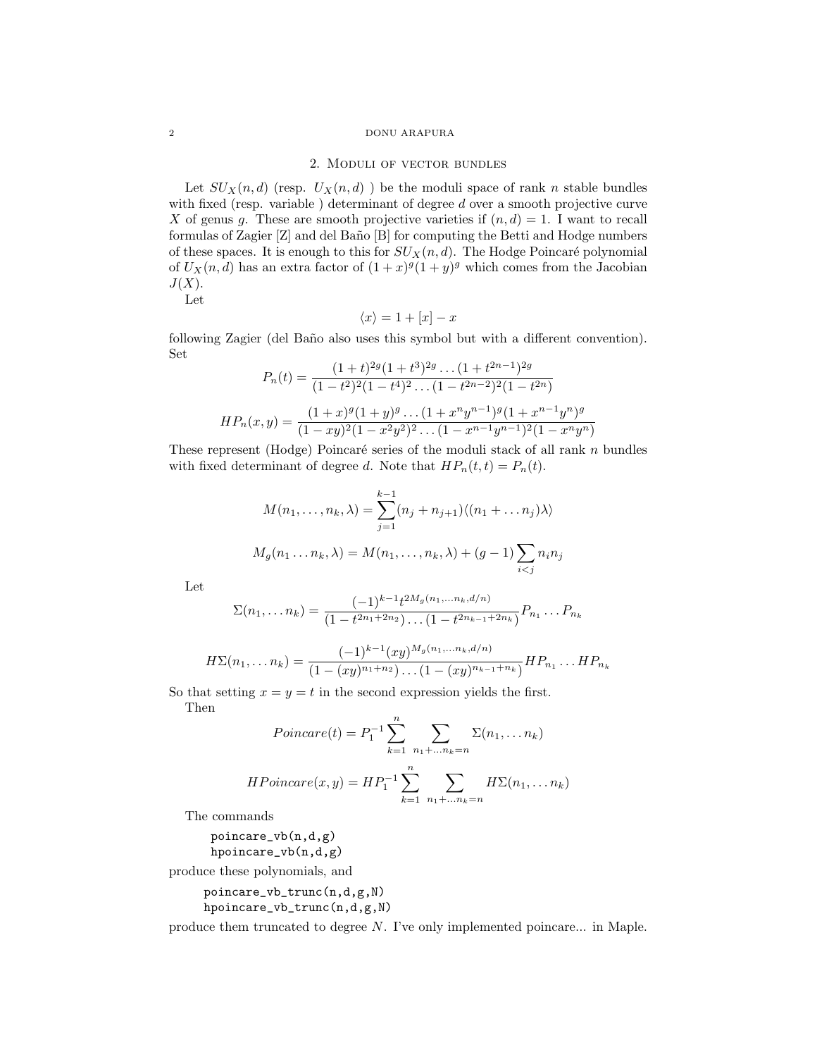## 2. Moduli of vector bundles

Let $SU_X(n,d)$ (resp. $U_X(n,d)$ ) be the moduli space of rank $n$ stable bundles with fixed (resp. variable ) determinant of degree $d$ over a smooth projective curve $X$ of genus $g$. These are smooth projective varieties if $(n,d) = 1$. I want to recall formulas of Zagier [Z] and del Baño [B] for computing the Betti and Hodge numbers of these spaces. It is enough to this for $SU_X(n,d)$. The Hodge Poincaré polynomial of $U_X(n,d)$ has an extra factor of $(1+x)^g(1+y)^g$ which comes from the Jacobian $J(X)$.

Let

$$\langle x \rangle = 1 + [x] - x$$

following Zagier (del Baño also uses this symbol but with a different convention). Set

$$P_n(t) = \frac{(1+t)^{2g}(1+t^3)^{2g}\dots(1+t^{2n-1})^{2g}}{(1-t^2)^2(1-t^4)^2\dots(1-t^{2n-2})^2(1-t^{2n})}$$

$$HP_n(x,y) = \frac{(1+x)^g(1+y)^g\dots(1+x^ny^{n-1})^g(1+x^{n-1}y^n)^g}{(1-xy)^2(1-x^2y^2)^2\dots(1-x^{n-1}y^{n-1})^2(1-x^ny^n)}$$

These represent (Hodge) Poincaré series of the moduli stack of all rank $n$ bundles with fixed determinant of degree $d$. Note that $HP_n(t,t) = P_n(t)$.

$$M(n_1,\dots,n_k,\lambda) = \sum_{j=1}^{k-1}(n_j+n_{j+1})\langle(n_1+\dots n_j)\lambda\rangle$$

$$M_g(n_1\dots n_k,\lambda) = M(n_1,\dots,n_k,\lambda) + (g-1)\sum_{i<j} n_i n_j$$

Let

$$\Sigma(n_1,\dots n_k) = \frac{(-1)^{k-1}t^{2M_g(n_1,\dots n_k,d/n)}}{(1-t^{2n_1+2n_2})\dots(1-t^{2n_{k-1}+2n_k})}P_{n_1}\dots P_{n_k}$$

$$H\Sigma(n_1,\dots n_k) = \frac{(-1)^{k-1}(xy)^{M_g(n_1,\dots n_k,d/n)}}{(1-(xy)^{n_1+n_2})\dots(1-(xy)^{n_{k-1}+n_k})}HP_{n_1}\dots HP_{n_k}$$

So that setting $x = y = t$ in the second expression yields the first.

Then

$$Poincare(t) = P_1^{-1}\sum_{k=1}^{n}\sum_{n_1+\dots n_k=n}\Sigma(n_1,\dots n_k)$$

$$HPoincare(x,y) = HP_1^{-1}\sum_{k=1}^{n}\sum_{n_1+\dots n_k=n}H\Sigma(n_1,\dots n_k)$$

The commands

```
poincare_vb(n,d,g)
hpoincare_vb(n,d,g)
```

produce these polynomials, and

```
poincare_vb_trunc(n,d,g,N)
hpoincare_vb_trunc(n,d,g,N)
```

produce them truncated to degree $N$. I've only implemented poincare... in Maple.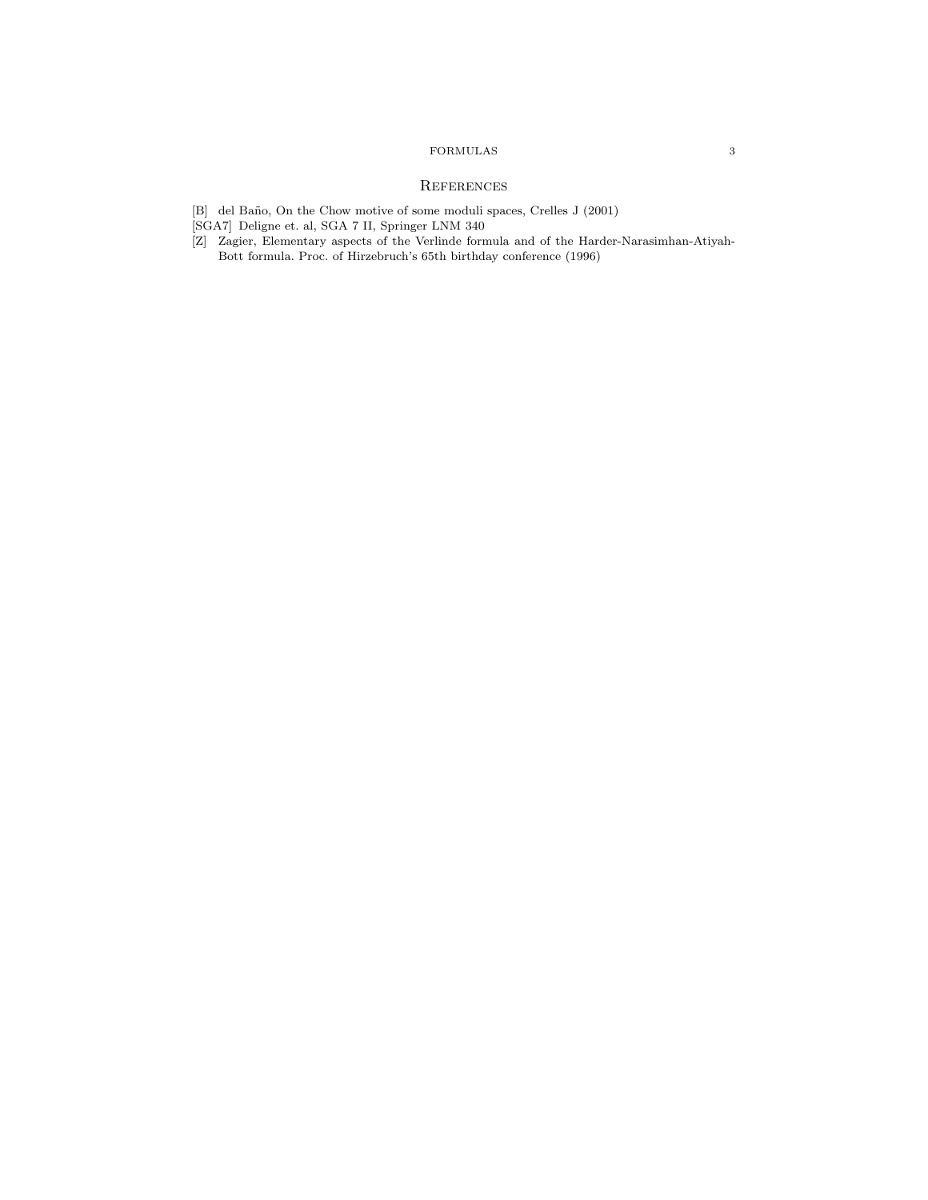## References

[B] del Baño, On the Chow motive of some moduli spaces, Crelles J (2001)

[SGA7] Deligne et. al, SGA 7 II, Springer LNM 340

[Z] Zagier, Elementary aspects of the Verlinde formula and of the Harder-Narasimhan-Atiyah-Bott formula. Proc. of Hirzebruch's 65th birthday conference (1996)